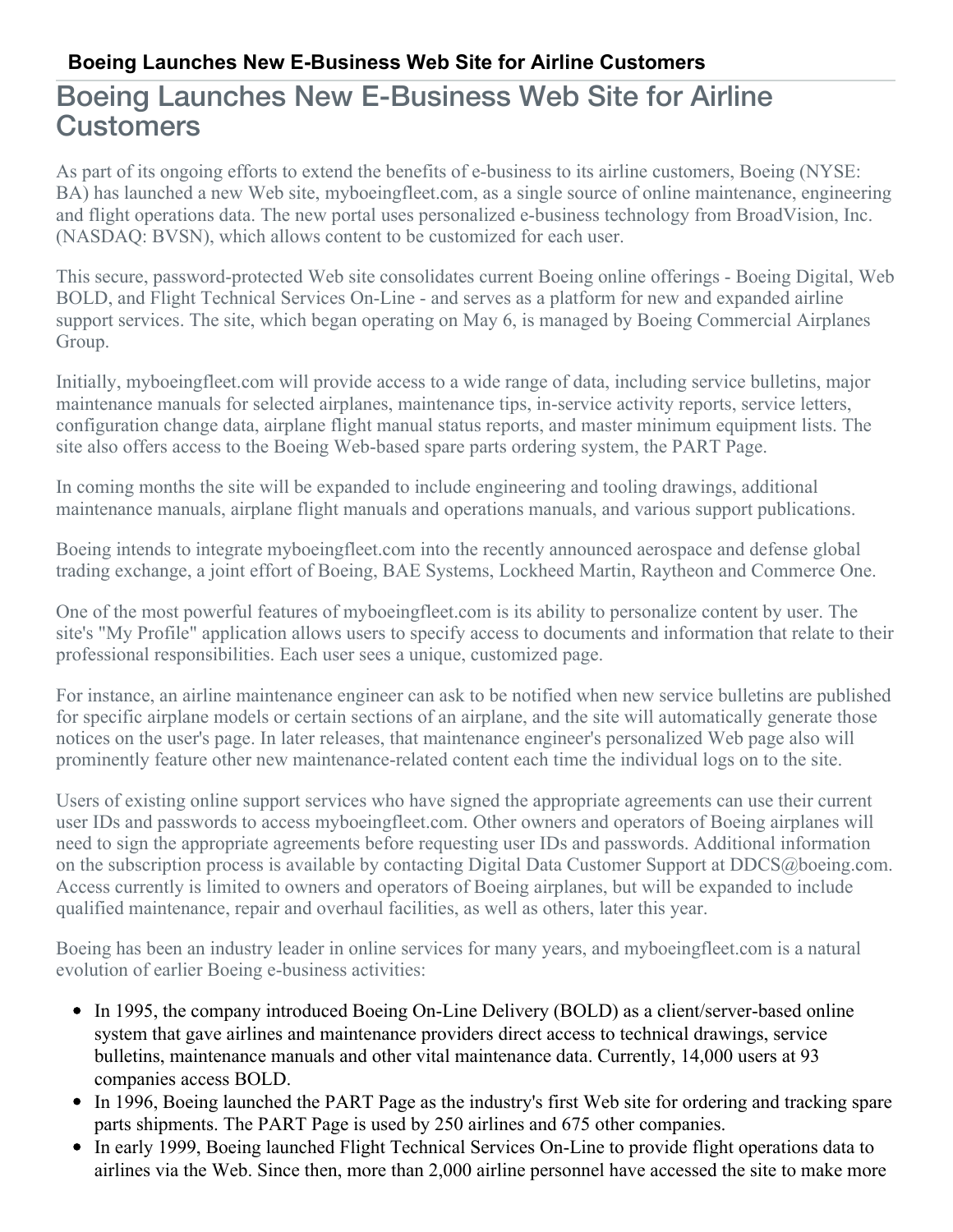# Boeing Launches New E-Business Web Site for Airline Customers

As part of its ongoing efforts to extend the benefits of e-business to its airline customers, Boeing (NYSE: BA) has launched a new Web site, myboeingfleet.com, as a single source of online maintenance, engineering and flight operations data. The new portal uses personalized e-business technology from BroadVision, Inc. (NASDAQ: BVSN), which allows content to be customized for each user.

This secure, password-protected Web site consolidates current Boeing online offerings - Boeing Digital, Web BOLD, and Flight Technical Services On-Line - and serves as a platform for new and expanded airline support services. The site, which began operating on May 6, is managed by Boeing Commercial Airplanes Group.

Initially, myboeingfleet.com will provide access to a wide range of data, including service bulletins, major maintenance manuals for selected airplanes, maintenance tips, in-service activity reports, service letters, configuration change data, airplane flight manual status reports, and master minimum equipment lists. The site also offers access to the Boeing Web-based spare parts ordering system, the PART Page.

In coming months the site will be expanded to include engineering and tooling drawings, additional maintenance manuals, airplane flight manuals and operations manuals, and various support publications.

Boeing intends to integrate myboeingfleet.com into the recently announced aerospace and defense global trading exchange, a joint effort of Boeing, BAE Systems, Lockheed Martin, Raytheon and Commerce One.

One of the most powerful features of myboeingfleet.com is its ability to personalize content by user. The site's "My Profile" application allows users to specify access to documents and information that relate to their professional responsibilities. Each user sees a unique, customized page.

For instance, an airline maintenance engineer can ask to be notified when new service bulletins are published for specific airplane models or certain sections of an airplane, and the site will automatically generate those notices on the user's page. In later releases, that maintenance engineer's personalized Web page also will prominently feature other new maintenance-related content each time the individual logs on to the site.

Users of existing online support services who have signed the appropriate agreements can use their current user IDs and passwords to access myboeingfleet.com. Other owners and operators of Boeing airplanes will need to sign the appropriate agreements before requesting user IDs and passwords. Additional information on the subscription process is available by contacting Digital Data Customer Support at DDCS@boeing.com. Access currently is limited to owners and operators of Boeing airplanes, but will be expanded to include qualified maintenance, repair and overhaul facilities, as well as others, later this year.

Boeing has been an industry leader in online services for many years, and myboeingfleet.com is a natural evolution of earlier Boeing e-business activities:

- In 1995, the company introduced Boeing On-Line Delivery (BOLD) as a client/server-based online system that gave airlines and maintenance providers direct access to technical drawings, service bulletins, maintenance manuals and other vital maintenance data. Currently, 14,000 users at 93 companies access BOLD.
- In 1996, Boeing launched the PART Page as the industry's first Web site for ordering and tracking spare parts shipments. The PART Page is used by 250 airlines and 675 other companies.
- In early 1999, Boeing launched Flight Technical Services On-Line to provide flight operations data to airlines via the Web. Since then, more than 2,000 airline personnel have accessed the site to make more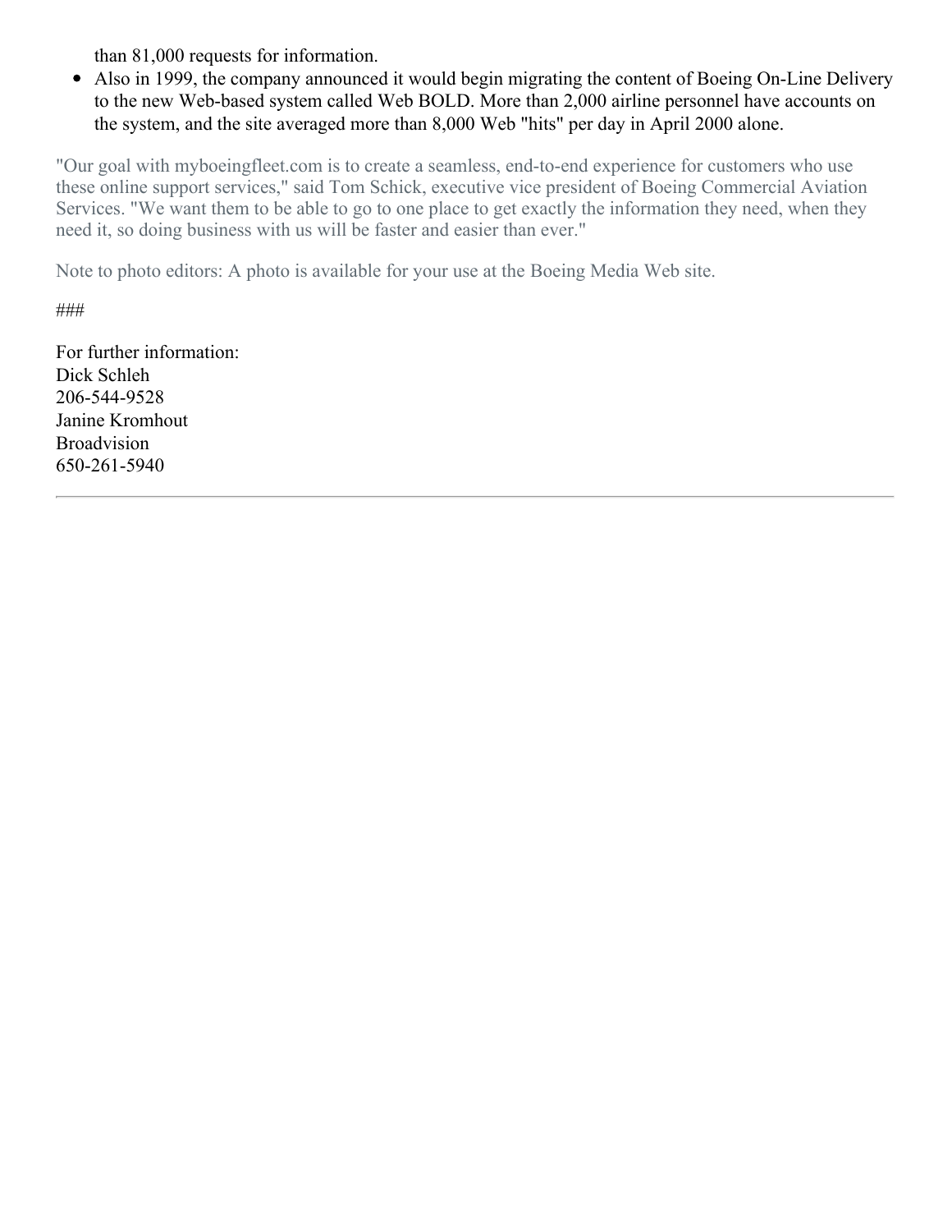than 81,000 requests for information.

- Also in 1999, the company announced it would begin migrating the content of Boeing On-Line Delivery to the new Web-based system called Web BOLD. More than 2,000 airline personnel have accounts on the system, and the site averaged more than 8,000 Web "hits" per day in April 2000 alone.

"Our goal with myboeingfleet.com is to create a seamless, end-to-end experience for customers who use these online support services," said Tom Schick, executive vice president of Boeing Commercial Aviation Services. "We want them to be able to go to one place to get exactly the information they need, when they need it, so doing business with us will be faster and easier than ever."

Note to photo editors: A photo is available for your use at the Boeing Media Web site.

###

For further information:
Dick Schleh
206-544-9528
Janine Kromhout
Broadvision
650-261-5940

---